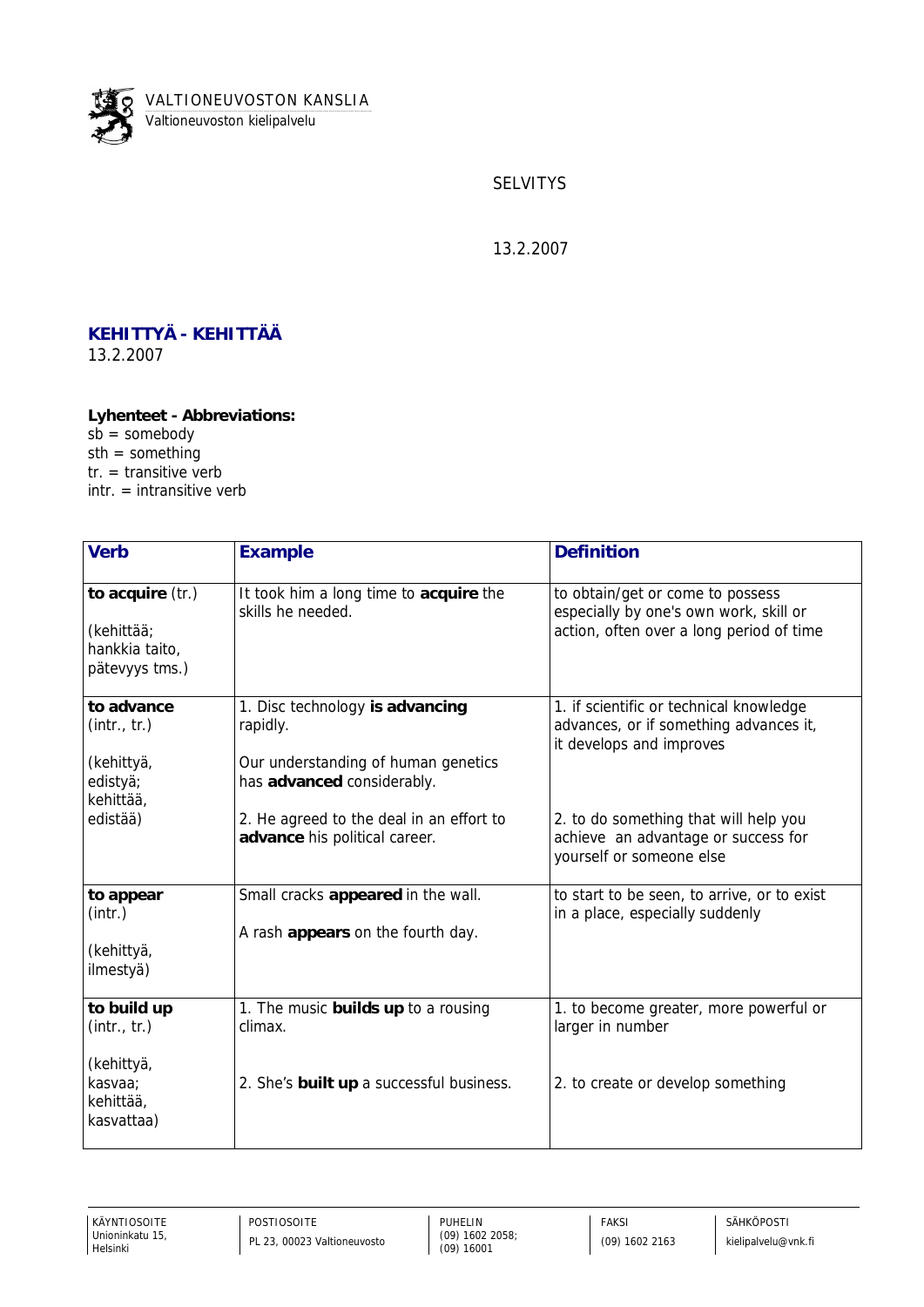VALTIONEUVOSTON KANSLIA
Valtioneuvoston kielipalvelu

SELVITYS

13.2.2007

## KEHITTYÄ - KEHITTÄÄ

13.2.2007

**Lyhenteet - Abbreviations:**
sb = somebody
sth = something
tr. = transitive verb
intr. = intransitive verb

| Verb | Example | Definition |
|---|---|---|
| **to acquire** (tr.)<br><br>(kehittää; hankkia taito, pätevyys tms.) | It took him a long time to **acquire** the skills he needed. | to obtain/get or come to possess especially by one's own work, skill or action, often over a long period of time |
| **to advance** (intr., tr.)<br><br>(kehittyä, edistyä; kehittää, edistää) | 1. Disc technology **is advancing** rapidly.<br><br>Our understanding of human genetics has **advanced** considerably.<br><br>2. He agreed to the deal in an effort to **advance** his political career. | 1. if scientific or technical knowledge advances, or if something advances it, it develops and improves<br><br>2. to do something that will help you achieve an advantage or success for yourself or someone else |
| **to appear** (intr.)<br><br>(kehittyä, ilmestyä) | Small cracks **appeared** in the wall.<br><br>A rash **appears** on the fourth day. | to start to be seen, to arrive, or to exist in a place, especially suddenly |
| **to build up** (intr., tr.)<br><br>(kehittyä, kasvaa; kehittää, kasvattaa) | 1. The music **builds up** to a rousing climax.<br><br>2. She's **built up** a successful business. | 1. to become greater, more powerful or larger in number<br><br>2. to create or develop something |

| KÄYNTIOSOITE | POSTIOSOITE | PUHELIN | FAKSI | SÄHKÖPOSTI |
|---|---|---|---|---|
| Unioninkatu 15, Helsinki | PL 23, 00023 Valtioneuvosto | (09) 1602 2058; (09) 16001 | (09) 1602 2163 | kielipalvelu@vnk.fi |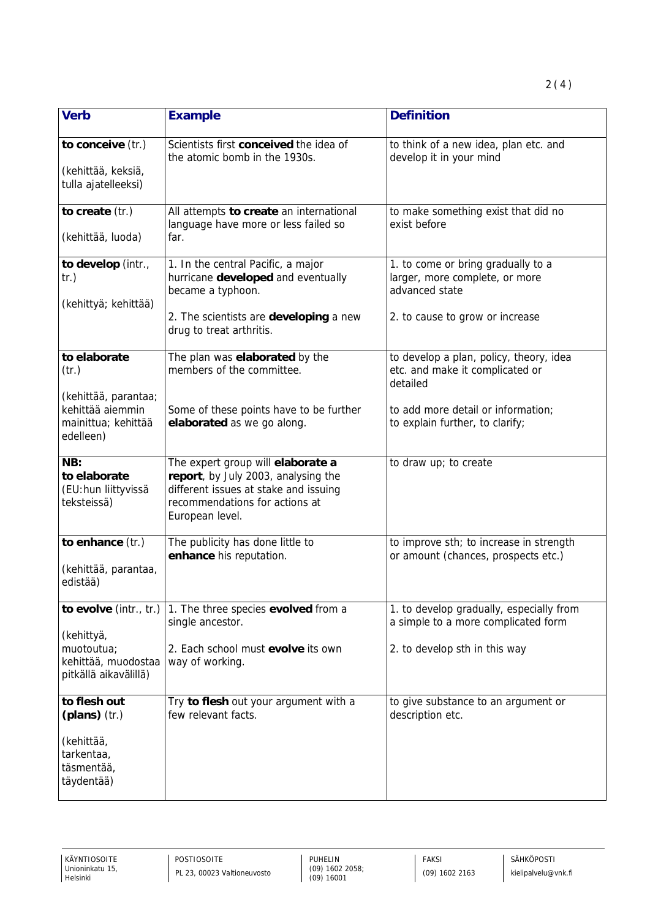| Verb | Example | Definition |
|---|---|---|
| **to conceive** (tr.)<br><br>(kehittää, keksiä, tulla ajatelleeksi) | Scientists first **conceived** the idea of the atomic bomb in the 1930s. | to think of a new idea, plan etc. and develop it in your mind |
| **to create** (tr.)<br><br>(kehittää, luoda) | All attempts **to create** an international language have more or less failed so far. | to make something exist that did no exist before |
| **to develop** (intr., tr.)<br><br>(kehittyä; kehittää) | 1. In the central Pacific, a major hurricane **developed** and eventually became a typhoon.<br><br>2. The scientists are **developing** a new drug to treat arthritis. | 1. to come or bring gradually to a larger, more complete, or more advanced state<br><br>2. to cause to grow or increase |
| **to elaborate** (tr.)<br><br>(kehittää, parantaa; kehittää aiemmin mainittua; kehittää edelleen) | The plan was **elaborated** by the members of the committee.<br><br>Some of these points have to be further **elaborated** as we go along. | to develop a plan, policy, theory, idea etc. and make it complicated or detailed<br><br>to add more detail or information; to explain further, to clarify; |
| **NB:**<br>**to elaborate**<br>(EU:hun liittyvissä teksteissä) | The expert group will **elaborate a report**, by July 2003, analysing the different issues at stake and issuing recommendations for actions at European level. | to draw up; to create |
| **to enhance** (tr.)<br><br>(kehittää, parantaa, edistää) | The publicity has done little to **enhance** his reputation. | to improve sth; to increase in strength or amount (chances, prospects etc.) |
| **to evolve** (intr., tr.)<br><br>(kehittyä, muotoutua; kehittää, muodostaa pitkällä aikavälillä) | 1. The three species **evolved** from a single ancestor.<br><br>2. Each school must **evolve** its own way of working. | 1. to develop gradually, especially from a simple to a more complicated form<br><br>2. to develop sth in this way |
| **to flesh out (plans)** (tr.)<br><br>(kehittää, tarkentaa, täsmentää, täydentää) | Try **to flesh** out your argument with a few relevant facts. | to give substance to an argument or description etc. |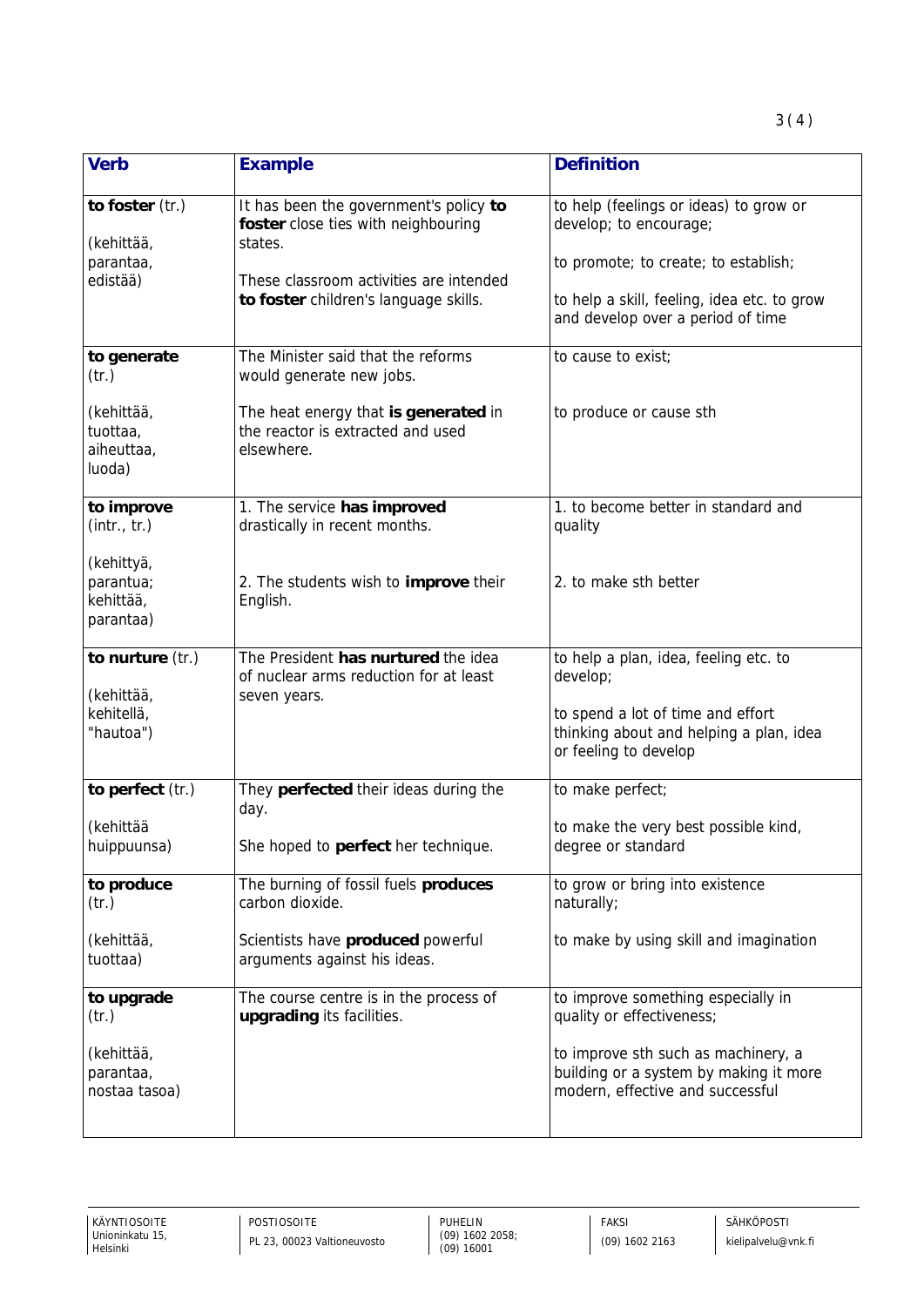| Verb | Example | Definition |
|---|---|---|
| **to foster** (tr.)<br><br>(kehittää, parantaa, edistää) | It has been the government's policy **to foster** close ties with neighbouring states.<br><br>These classroom activities are intended **to foster** children's language skills. | to help (feelings or ideas) to grow or develop; to encourage;<br><br>to promote; to create; to establish;<br><br>to help a skill, feeling, idea etc. to grow and develop over a period of time |
| **to generate** (tr.)<br><br>(kehittää, tuottaa, aiheuttaa, luoda) | The Minister said that the reforms would generate new jobs.<br><br>The heat energy that **is generated** in the reactor is extracted and used elsewhere. | to cause to exist;<br><br>to produce or cause sth |
| **to improve** (intr., tr.)<br><br>(kehittyä, parantua; kehittää, parantaa) | 1. The service **has improved** drastically in recent months.<br><br>2. The students wish to **improve** their English. | 1. to become better in standard and quality<br><br>2. to make sth better |
| **to nurture** (tr.)<br><br>(kehittää, kehitellä, "hautoa") | The President **has nurtured** the idea of nuclear arms reduction for at least seven years. | to help a plan, idea, feeling etc. to develop;<br><br>to spend a lot of time and effort thinking about and helping a plan, idea or feeling to develop |
| **to perfect** (tr.)<br><br>(kehittää huippuunsa) | They **perfected** their ideas during the day.<br><br>She hoped to **perfect** her technique. | to make perfect;<br><br>to make the very best possible kind, degree or standard |
| **to produce** (tr.)<br><br>(kehittää, tuottaa) | The burning of fossil fuels **produces** carbon dioxide.<br><br>Scientists have **produced** powerful arguments against his ideas. | to grow or bring into existence naturally;<br><br>to make by using skill and imagination |
| **to upgrade** (tr.)<br><br>(kehittää, parantaa, nostaa tasoa) | The course centre is in the process of **upgrading** its facilities. | to improve something especially in quality or effectiveness;<br><br>to improve sth such as machinery, a building or a system by making it more modern, effective and successful |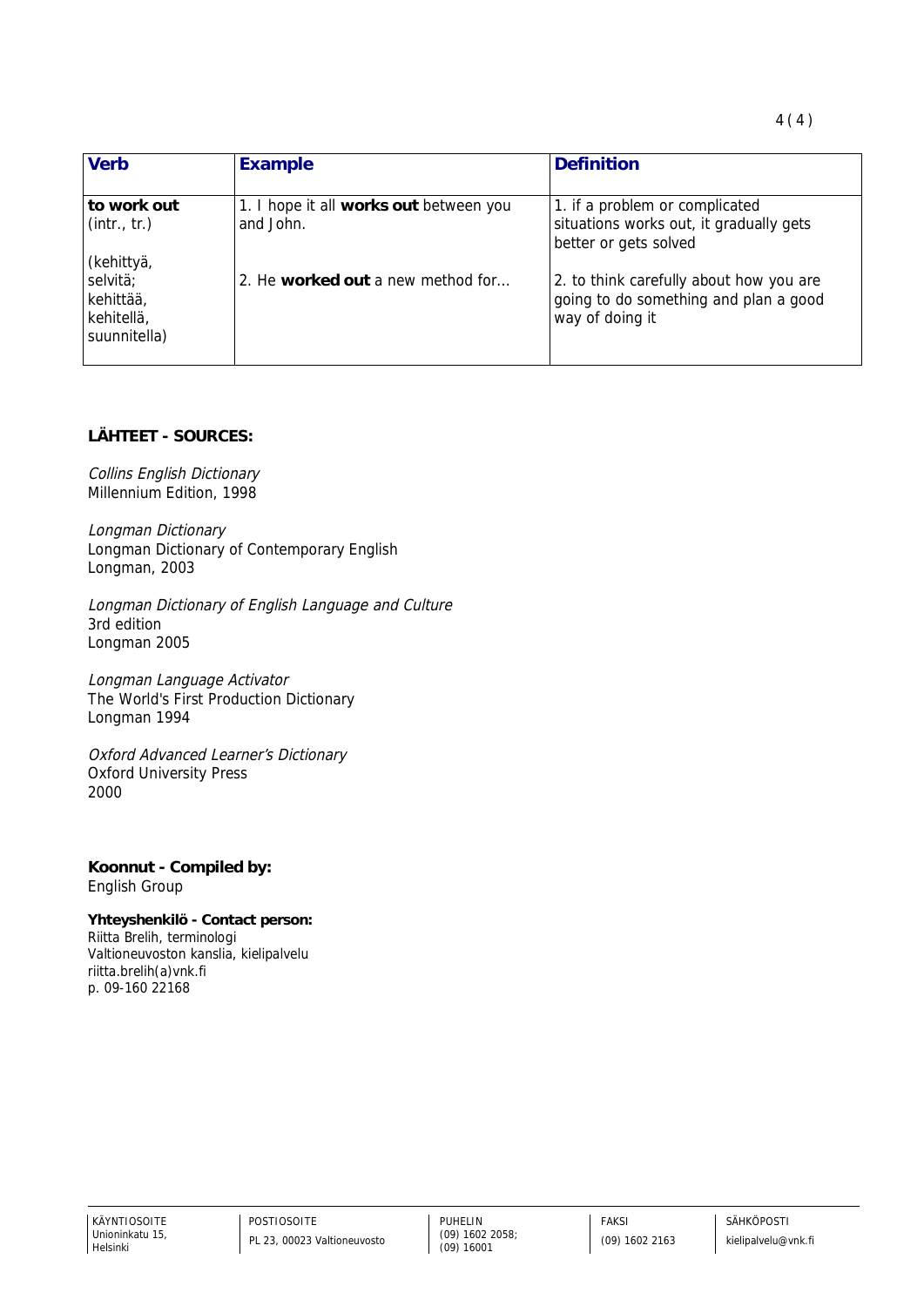| Verb | Example | Definition |
|---|---|---|
| **to work out** (intr., tr.)<br><br>(kehittyä, selvitä; kehittää, kehitellä, suunnitella) | 1. I hope it all **works out** between you and John.<br><br>2. He **worked out** a new method for… | 1. if a problem or complicated situations works out, it gradually gets better or gets solved<br><br>2. to think carefully about how you are going to do something and plan a good way of doing it |

**LÄHTEET - SOURCES:**

*Collins English Dictionary*
Millennium Edition, 1998

*Longman Dictionary*
Longman Dictionary of Contemporary English
Longman, 2003

*Longman Dictionary of English Language and Culture*
3rd edition
Longman 2005

*Longman Language Activator*
The World's First Production Dictionary
Longman 1994

*Oxford Advanced Learner's Dictionary*
Oxford University Press
2000

**Koonnut - Compiled by:**
English Group

**Yhteyshenkilö - Contact person:**
Riitta Brelih, terminologi
Valtioneuvoston kanslia, kielipalvelu
riitta.brelih(a)vnk.fi
p. 09-160 22168

| KÄYNTIOSOITE | POSTIOSOITE | PUHELIN | FAKSI | SÄHKÖPOSTI |
|---|---|---|---|---|
| Unioninkatu 15, Helsinki | PL 23, 00023 Valtioneuvosto | (09) 1602 2058; (09) 16001 | (09) 1602 2163 | kielipalvelu@vnk.fi |